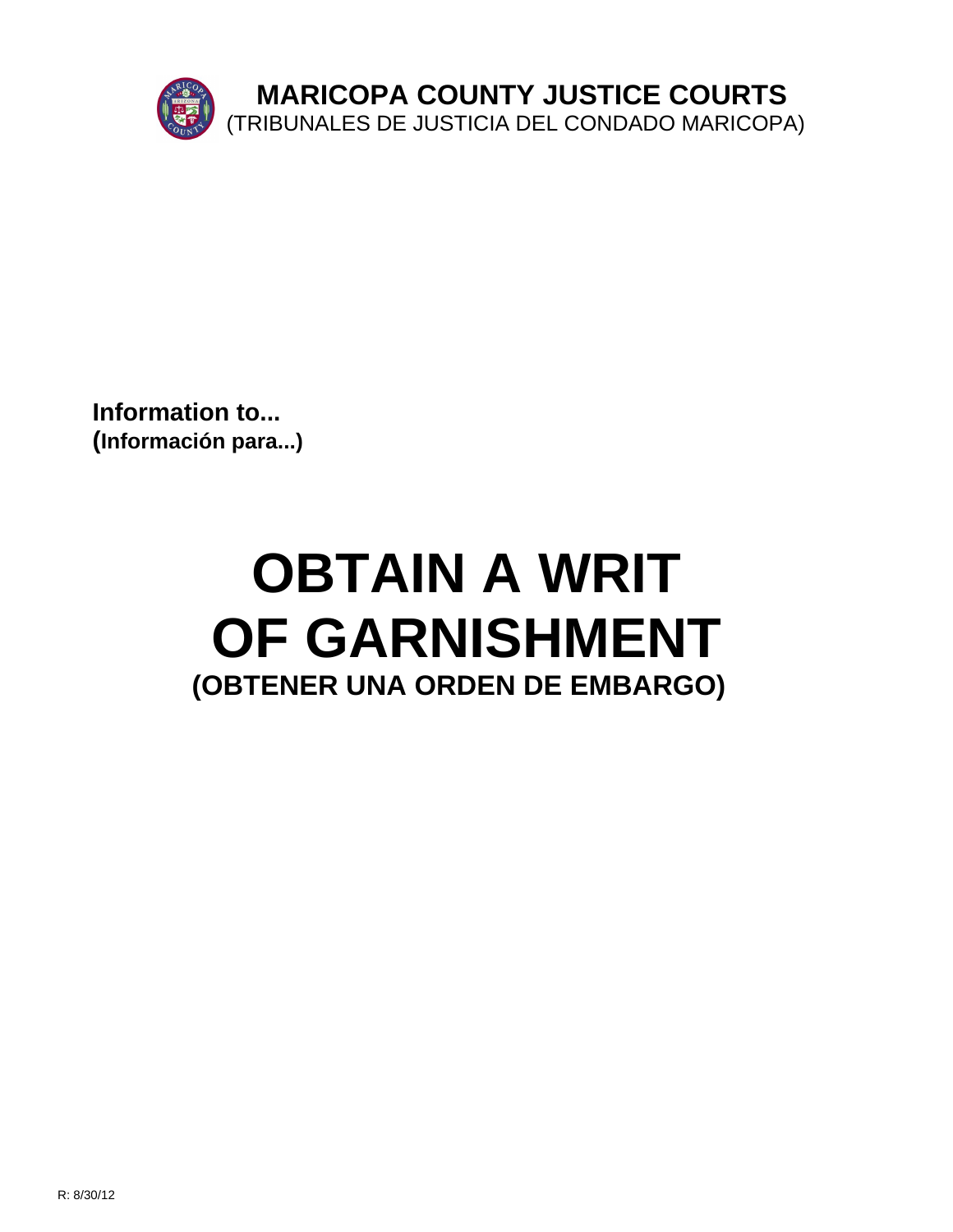# MARICOPA COUNTY JUSTICE COURTS
(TRIBUNALES DE JUSTICIA DEL CONDADO MARICOPA)

**Information to...**
**(Información para...)**

# OBTAIN A WRIT OF GARNISHMENT
## (OBTENER UNA ORDEN DE EMBARGO)

R: 8/30/12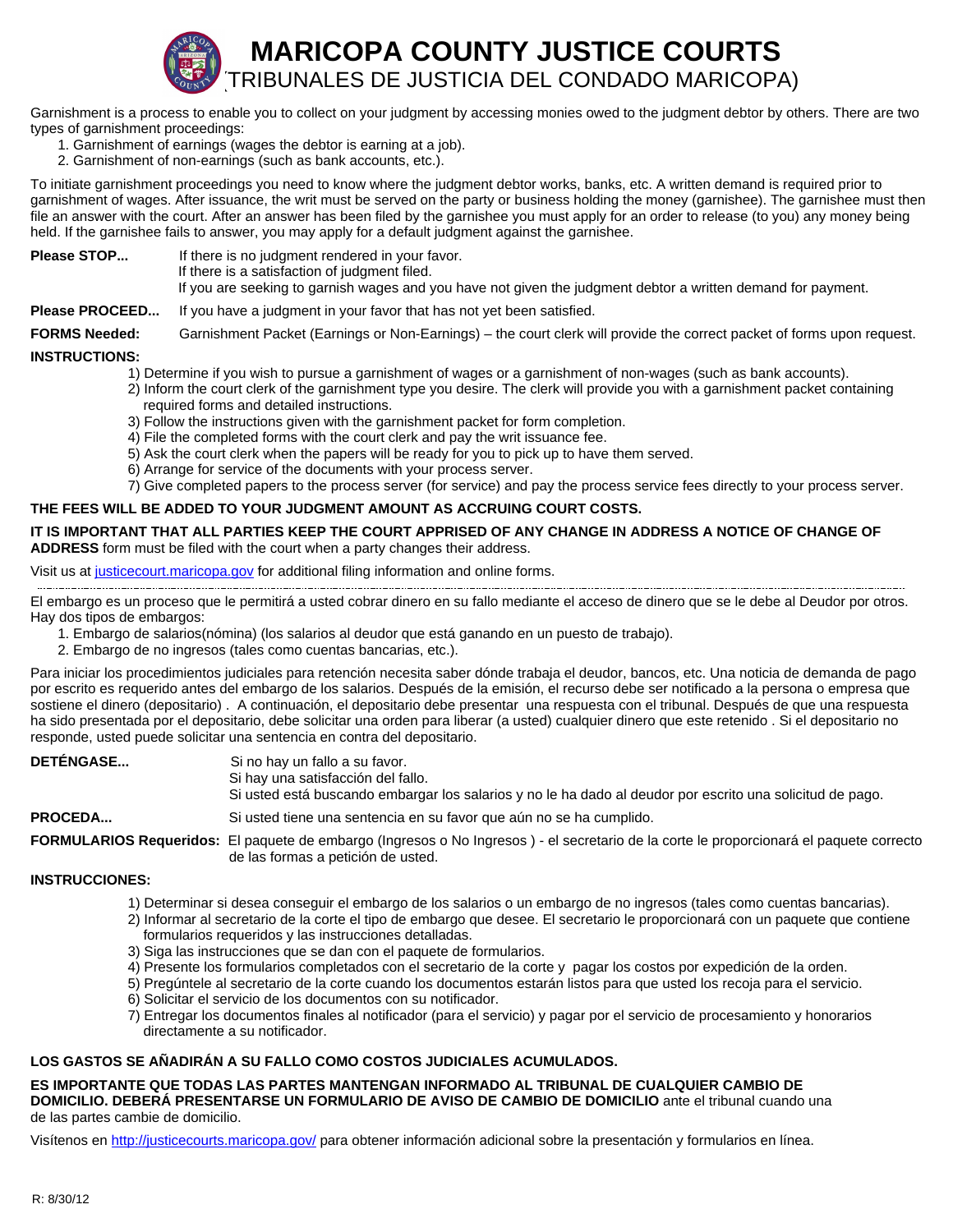# MARICOPA COUNTY JUSTICE COURTS

(TRIBUNALES DE JUSTICIA DEL CONDADO MARICOPA)

Garnishment is a process to enable you to collect on your judgment by accessing monies owed to the judgment debtor by others. There are two types of garnishment proceedings:

1. Garnishment of earnings (wages the debtor is earning at a job).
2. Garnishment of non-earnings (such as bank accounts, etc.).

To initiate garnishment proceedings you need to know where the judgment debtor works, banks, etc. A written demand is required prior to garnishment of wages. After issuance, the writ must be served on the party or business holding the money (garnishee). The garnishee must then file an answer with the court. After an answer has been filed by the garnishee you must apply for an order to release (to you) any money being held. If the garnishee fails to answer, you may apply for a default judgment against the garnishee.

**Please STOP...** If there is no judgment rendered in your favor.
If there is a satisfaction of judgment filed.
If you are seeking to garnish wages and you have not given the judgment debtor a written demand for payment.

**Please PROCEED...** If you have a judgment in your favor that has not yet been satisfied.

**FORMS Needed:** Garnishment Packet (Earnings or Non-Earnings) – the court clerk will provide the correct packet of forms upon request.

**INSTRUCTIONS:**

1) Determine if you wish to pursue a garnishment of wages or a garnishment of non-wages (such as bank accounts).
2) Inform the court clerk of the garnishment type you desire. The clerk will provide you with a garnishment packet containing required forms and detailed instructions.
3) Follow the instructions given with the garnishment packet for form completion.
4) File the completed forms with the court clerk and pay the writ issuance fee.
5) Ask the court clerk when the papers will be ready for you to pick up to have them served.
6) Arrange for service of the documents with your process server.
7) Give completed papers to the process server (for service) and pay the process service fees directly to your process server.

**THE FEES WILL BE ADDED TO YOUR JUDGMENT AMOUNT AS ACCRUING COURT COSTS.**

**IT IS IMPORTANT THAT ALL PARTIES KEEP THE COURT APPRISED OF ANY CHANGE IN ADDRESS A NOTICE OF CHANGE OF ADDRESS** form must be filed with the court when a party changes their address.

Visit us at justicecourt.maricopa.gov for additional filing information and online forms.

---

El embargo es un proceso que le permitirá a usted cobrar dinero en su fallo mediante el acceso de dinero que se le debe al Deudor por otros. Hay dos tipos de embargos:

1. Embargo de salarios(nómina) (los salarios al deudor que está ganando en un puesto de trabajo).
2. Embargo de no ingresos (tales como cuentas bancarias, etc.).

Para iniciar los procedimientos judiciales para retención necesita saber dónde trabaja el deudor, bancos, etc. Una noticia de demanda de pago por escrito es requerido antes del embargo de los salarios. Después de la emisión, el recurso debe ser notificado a la persona o empresa que sostiene el dinero (depositario) . A continuación, el depositario debe presentar una respuesta con el tribunal. Después de que una respuesta ha sido presentada por el depositario, debe solicitar una orden para liberar (a usted) cualquier dinero que este retenido . Si el depositario no responde, usted puede solicitar una sentencia en contra del depositario.

**DETÉNGASE...** Si no hay un fallo a su favor.
Si hay una satisfacción del fallo.
Si usted está buscando embargar los salarios y no le ha dado al deudor por escrito una solicitud de pago.

**PROCEDA...** Si usted tiene una sentencia en su favor que aún no se ha cumplido.

**FORMULARIOS Requeridos:** El paquete de embargo (Ingresos o No Ingresos ) - el secretario de la corte le proporcionará el paquete correcto de las formas a petición de usted.

**INSTRUCCIONES:**

1) Determinar si desea conseguir el embargo de los salarios o un embargo de no ingresos (tales como cuentas bancarias).
2) Informar al secretario de la corte el tipo de embargo que desee. El secretario le proporcionará con un paquete que contiene formularios requeridos y las instrucciones detalladas.
3) Siga las instrucciones que se dan con el paquete de formularios.
4) Presente los formularios completados con el secretario de la corte y pagar los costos por expedición de la orden.
5) Pregúntele al secretario de la corte cuando los documentos estarán listos para que usted los recoja para el servicio.
6) Solicitar el servicio de los documentos con su notificador.
7) Entregar los documentos finales al notificador (para el servicio) y pagar por el servicio de procesamiento y honorarios directamente a su notificador.

**LOS GASTOS SE AÑADIRÁN A SU FALLO COMO COSTOS JUDICIALES ACUMULADOS.**

**ES IMPORTANTE QUE TODAS LAS PARTES MANTENGAN INFORMADO AL TRIBUNAL DE CUALQUIER CAMBIO DE DOMICILIO. DEBERÁ PRESENTARSE UN FORMULARIO DE AVISO DE CAMBIO DE DOMICILIO** ante el tribunal cuando una de las partes cambie de domicilio.

Visítenos en http://justicecourts.maricopa.gov/ para obtener información adicional sobre la presentación y formularios en línea.

R: 8/30/12